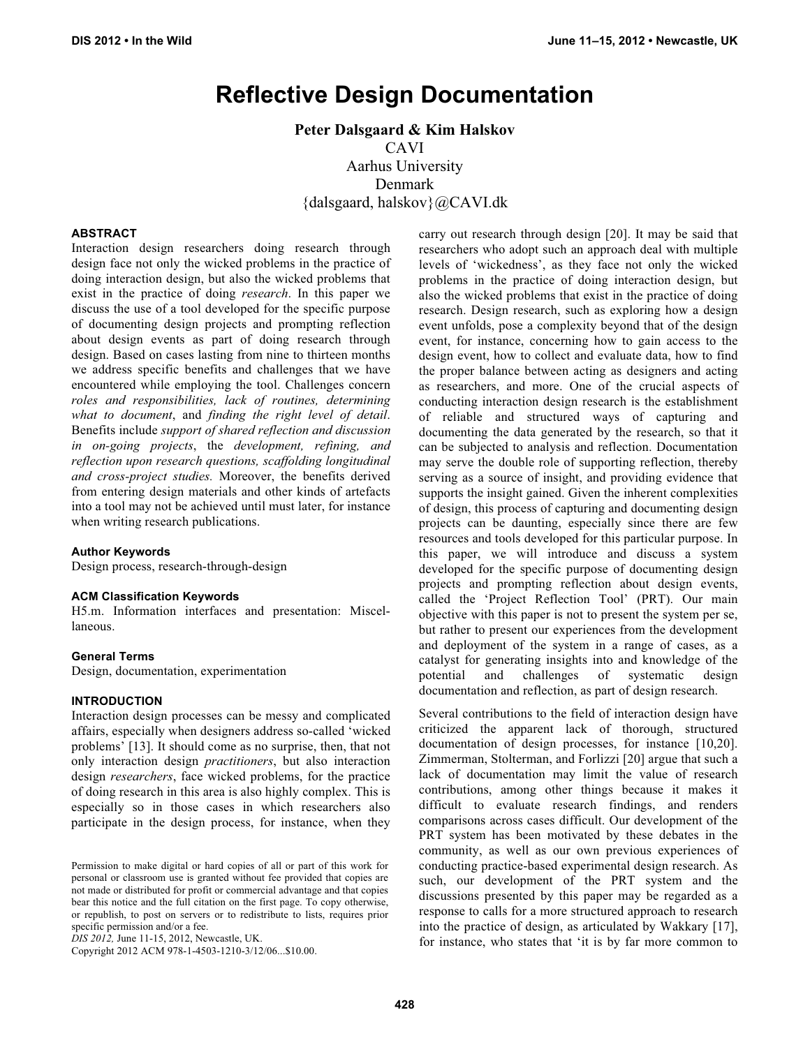# Reflective Design Documentation

**Peter Dalsgaard & Kim Halskov**
CAVI
Aarhus University
Denmark
{dalsgaard, halskov}@CAVI.dk

### ABSTRACT

Interaction design researchers doing research through design face not only the wicked problems in the practice of doing interaction design, but also the wicked problems that exist in the practice of doing *research*. In this paper we discuss the use of a tool developed for the specific purpose of documenting design projects and prompting reflection about design events as part of doing research through design. Based on cases lasting from nine to thirteen months we address specific benefits and challenges that we have encountered while employing the tool. Challenges concern *roles and responsibilities, lack of routines, determining what to document*, and *finding the right level of detail*. Benefits include *support of shared reflection and discussion in on-going projects*, the *development, refining, and reflection upon research questions, scaffolding longitudinal and cross-project studies.* Moreover, the benefits derived from entering design materials and other kinds of artefacts into a tool may not be achieved until must later, for instance when writing research publications.

### Author Keywords

Design process, research-through-design

### ACM Classification Keywords

H5.m. Information interfaces and presentation: Miscellaneous.

### General Terms

Design, documentation, experimentation

### INTRODUCTION

Interaction design processes can be messy and complicated affairs, especially when designers address so-called 'wicked problems' [13]. It should come as no surprise, then, that not only interaction design *practitioners*, but also interaction design *researchers*, face wicked problems, for the practice of doing research in this area is also highly complex. This is especially so in those cases in which researchers also participate in the design process, for instance, when they carry out research through design [20]. It may be said that researchers who adopt such an approach deal with multiple levels of 'wickedness', as they face not only the wicked problems in the practice of doing interaction design, but also the wicked problems that exist in the practice of doing research. Design research, such as exploring how a design event unfolds, pose a complexity beyond that of the design event, for instance, concerning how to gain access to the design event, how to collect and evaluate data, how to find the proper balance between acting as designers and acting as researchers, and more. One of the crucial aspects of conducting interaction design research is the establishment of reliable and structured ways of capturing and documenting the data generated by the research, so that it can be subjected to analysis and reflection. Documentation may serve the double role of supporting reflection, thereby serving as a source of insight, and providing evidence that supports the insight gained. Given the inherent complexities of design, this process of capturing and documenting design projects can be daunting, especially since there are few resources and tools developed for this particular purpose. In this paper, we will introduce and discuss a system developed for the specific purpose of documenting design projects and prompting reflection about design events, called the 'Project Reflection Tool' (PRT). Our main objective with this paper is not to present the system per se, but rather to present our experiences from the development and deployment of the system in a range of cases, as a catalyst for generating insights into and knowledge of the potential and challenges of systematic design documentation and reflection, as part of design research.

Several contributions to the field of interaction design have criticized the apparent lack of thorough, structured documentation of design processes, for instance [10,20]. Zimmerman, Stolterman, and Forlizzi [20] argue that such a lack of documentation may limit the value of research contributions, among other things because it makes it difficult to evaluate research findings, and renders comparisons across cases difficult. Our development of the PRT system has been motivated by these debates in the community, as well as our own previous experiences of conducting practice-based experimental design research. As such, our development of the PRT system and the discussions presented by this paper may be regarded as a response to calls for a more structured approach to research into the practice of design, as articulated by Wakkary [17], for instance, who states that 'it is by far more common to

Permission to make digital or hard copies of all or part of this work for personal or classroom use is granted without fee provided that copies are not made or distributed for profit or commercial advantage and that copies bear this notice and the full citation on the first page. To copy otherwise, or republish, to post on servers or to redistribute to lists, requires prior specific permission and/or a fee.
*DIS 2012,* June 11-15, 2012, Newcastle, UK.
Copyright 2012 ACM 978-1-4503-1210-3/12/06...$10.00.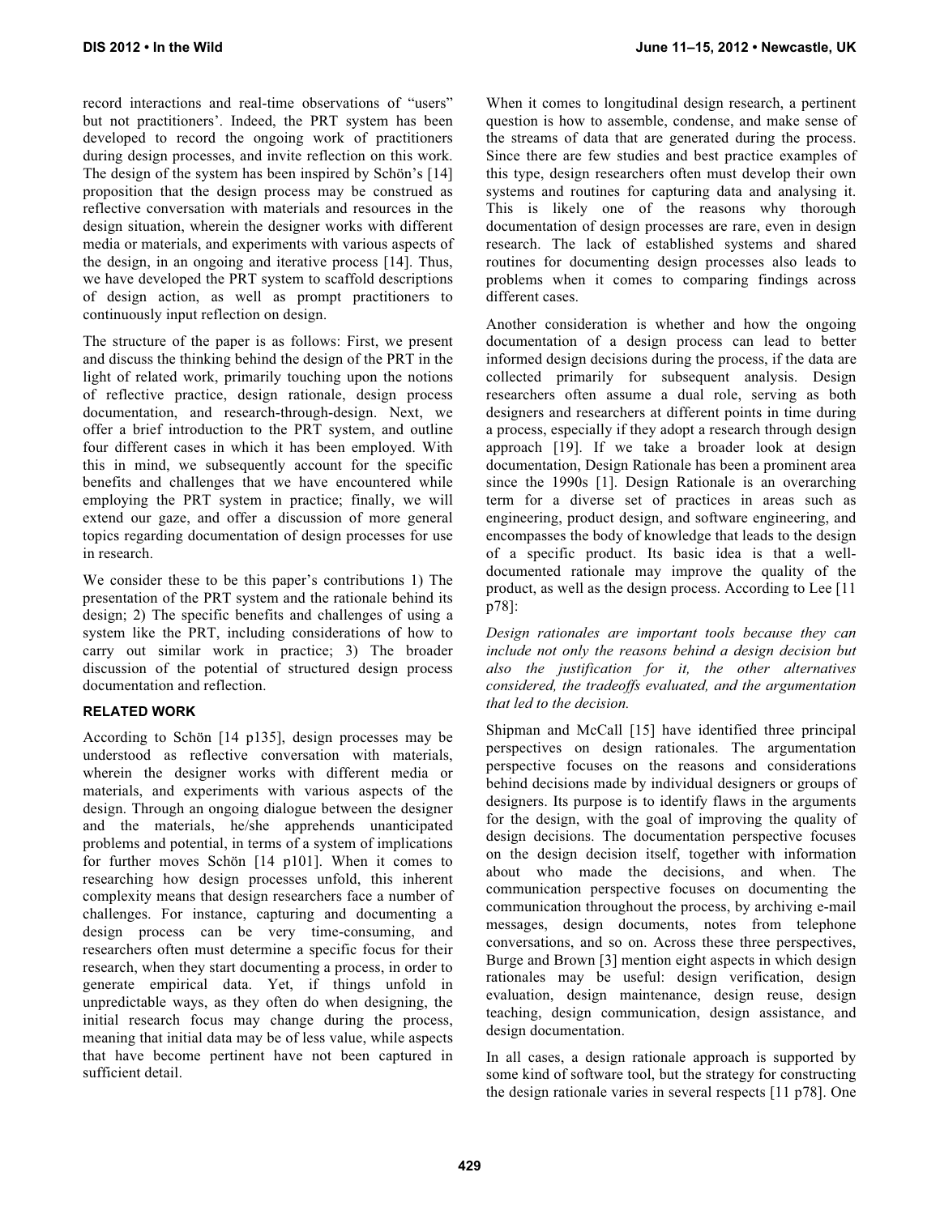record interactions and real-time observations of "users" but not practitioners'. Indeed, the PRT system has been developed to record the ongoing work of practitioners during design processes, and invite reflection on this work. The design of the system has been inspired by Schön's [14] proposition that the design process may be construed as reflective conversation with materials and resources in the design situation, wherein the designer works with different media or materials, and experiments with various aspects of the design, in an ongoing and iterative process [14]. Thus, we have developed the PRT system to scaffold descriptions of design action, as well as prompt practitioners to continuously input reflection on design.

The structure of the paper is as follows: First, we present and discuss the thinking behind the design of the PRT in the light of related work, primarily touching upon the notions of reflective practice, design rationale, design process documentation, and research-through-design. Next, we offer a brief introduction to the PRT system, and outline four different cases in which it has been employed. With this in mind, we subsequently account for the specific benefits and challenges that we have encountered while employing the PRT system in practice; finally, we will extend our gaze, and offer a discussion of more general topics regarding documentation of design processes for use in research.

We consider these to be this paper's contributions 1) The presentation of the PRT system and the rationale behind its design; 2) The specific benefits and challenges of using a system like the PRT, including considerations of how to carry out similar work in practice; 3) The broader discussion of the potential of structured design process documentation and reflection.

## RELATED WORK

According to Schön [14 p135], design processes may be understood as reflective conversation with materials, wherein the designer works with different media or materials, and experiments with various aspects of the design. Through an ongoing dialogue between the designer and the materials, he/she apprehends unanticipated problems and potential, in terms of a system of implications for further moves Schön [14 p101]. When it comes to researching how design processes unfold, this inherent complexity means that design researchers face a number of challenges. For instance, capturing and documenting a design process can be very time-consuming, and researchers often must determine a specific focus for their research, when they start documenting a process, in order to generate empirical data. Yet, if things unfold in unpredictable ways, as they often do when designing, the initial research focus may change during the process, meaning that initial data may be of less value, while aspects that have become pertinent have not been captured in sufficient detail.

When it comes to longitudinal design research, a pertinent question is how to assemble, condense, and make sense of the streams of data that are generated during the process. Since there are few studies and best practice examples of this type, design researchers often must develop their own systems and routines for capturing data and analysing it. This is likely one of the reasons why thorough documentation of design processes are rare, even in design research. The lack of established systems and shared routines for documenting design processes also leads to problems when it comes to comparing findings across different cases.

Another consideration is whether and how the ongoing documentation of a design process can lead to better informed design decisions during the process, if the data are collected primarily for subsequent analysis. Design researchers often assume a dual role, serving as both designers and researchers at different points in time during a process, especially if they adopt a research through design approach [19]. If we take a broader look at design documentation, Design Rationale has been a prominent area since the 1990s [1]. Design Rationale is an overarching term for a diverse set of practices in areas such as engineering, product design, and software engineering, and encompasses the body of knowledge that leads to the design of a specific product. Its basic idea is that a well-documented rationale may improve the quality of the product, as well as the design process. According to Lee [11 p78]:

*Design rationales are important tools because they can include not only the reasons behind a design decision but also the justification for it, the other alternatives considered, the tradeoffs evaluated, and the argumentation that led to the decision.*

Shipman and McCall [15] have identified three principal perspectives on design rationales. The argumentation perspective focuses on the reasons and considerations behind decisions made by individual designers or groups of designers. Its purpose is to identify flaws in the arguments for the design, with the goal of improving the quality of design decisions. The documentation perspective focuses on the design decision itself, together with information about who made the decisions, and when. The communication perspective focuses on documenting the communication throughout the process, by archiving e-mail messages, design documents, notes from telephone conversations, and so on. Across these three perspectives, Burge and Brown [3] mention eight aspects in which design rationales may be useful: design verification, design evaluation, design maintenance, design reuse, design teaching, design communication, design assistance, and design documentation.

In all cases, a design rationale approach is supported by some kind of software tool, but the strategy for constructing the design rationale varies in several respects [11 p78]. One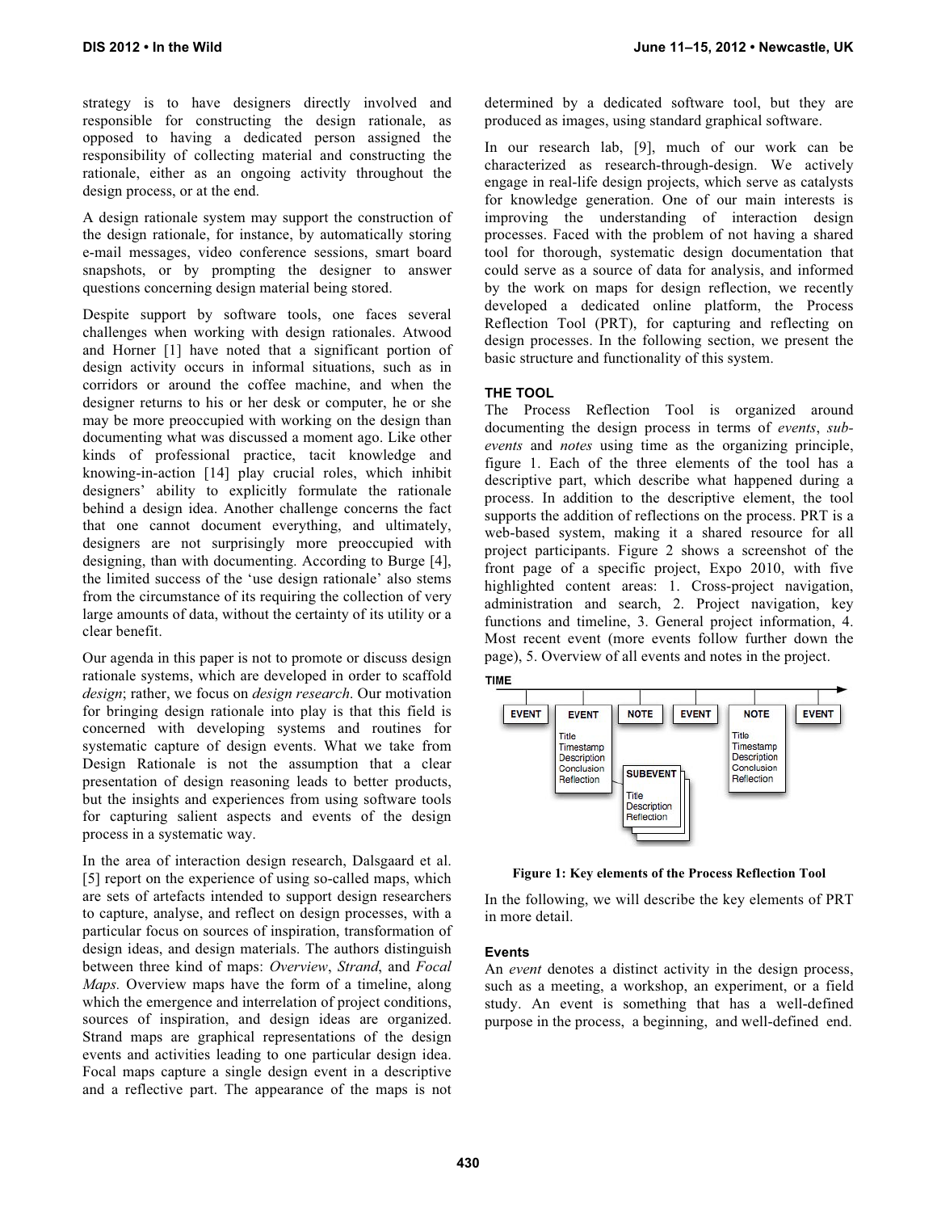strategy is to have designers directly involved and responsible for constructing the design rationale, as opposed to having a dedicated person assigned the responsibility of collecting material and constructing the rationale, either as an ongoing activity throughout the design process, or at the end.

A design rationale system may support the construction of the design rationale, for instance, by automatically storing e-mail messages, video conference sessions, smart board snapshots, or by prompting the designer to answer questions concerning design material being stored.

Despite support by software tools, one faces several challenges when working with design rationales. Atwood and Horner [1] have noted that a significant portion of design activity occurs in informal situations, such as in corridors or around the coffee machine, and when the designer returns to his or her desk or computer, he or she may be more preoccupied with working on the design than documenting what was discussed a moment ago. Like other kinds of professional practice, tacit knowledge and knowing-in-action [14] play crucial roles, which inhibit designers' ability to explicitly formulate the rationale behind a design idea. Another challenge concerns the fact that one cannot document everything, and ultimately, designers are not surprisingly more preoccupied with designing, than with documenting. According to Burge [4], the limited success of the 'use design rationale' also stems from the circumstance of its requiring the collection of very large amounts of data, without the certainty of its utility or a clear benefit.

Our agenda in this paper is not to promote or discuss design rationale systems, which are developed in order to scaffold *design*; rather, we focus on *design research*. Our motivation for bringing design rationale into play is that this field is concerned with developing systems and routines for systematic capture of design events. What we take from Design Rationale is not the assumption that a clear presentation of design reasoning leads to better products, but the insights and experiences from using software tools for capturing salient aspects and events of the design process in a systematic way.

In the area of interaction design research, Dalsgaard et al. [5] report on the experience of using so-called maps, which are sets of artefacts intended to support design researchers to capture, analyse, and reflect on design processes, with a particular focus on sources of inspiration, transformation of design ideas, and design materials. The authors distinguish between three kind of maps: *Overview*, *Strand*, and *Focal Maps.* Overview maps have the form of a timeline, along which the emergence and interrelation of project conditions, sources of inspiration, and design ideas are organized. Strand maps are graphical representations of the design events and activities leading to one particular design idea. Focal maps capture a single design event in a descriptive and a reflective part. The appearance of the maps is not determined by a dedicated software tool, but they are produced as images, using standard graphical software.

In our research lab, [9], much of our work can be characterized as research-through-design. We actively engage in real-life design projects, which serve as catalysts for knowledge generation. One of our main interests is improving the understanding of interaction design processes. Faced with the problem of not having a shared tool for thorough, systematic design documentation that could serve as a source of data for analysis, and informed by the work on maps for design reflection, we recently developed a dedicated online platform, the Process Reflection Tool (PRT), for capturing and reflecting on design processes. In the following section, we present the basic structure and functionality of this system.

### THE TOOL

The Process Reflection Tool is organized around documenting the design process in terms of *events*, *sub-events* and *notes* using time as the organizing principle, figure 1. Each of the three elements of the tool has a descriptive part, which describe what happened during a process. In addition to the descriptive element, the tool supports the addition of reflections on the process. PRT is a web-based system, making it a shared resource for all project participants. Figure 2 shows a screenshot of the front page of a specific project, Expo 2010, with five highlighted content areas: 1. Cross-project navigation, administration and search, 2. Project navigation, key functions and timeline, 3. General project information, 4. Most recent event (more events follow further down the page), 5. Overview of all events and notes in the project.

TIME

EVENT

EVENT
Title
Timestamp
Description
Conclusion
Reflection

NOTE

SUBEVENT
Title
Description
Reflection

EVENT

NOTE
Title
Timestamp
Description
Conclusion
Reflection

EVENT

**Figure 1: Key elements of the Process Reflection Tool**

In the following, we will describe the key elements of PRT in more detail.

#### Events

An *event* denotes a distinct activity in the design process, such as a meeting, a workshop, an experiment, or a field study. An event is something that has a well-defined purpose in the process, a beginning, and well-defined end.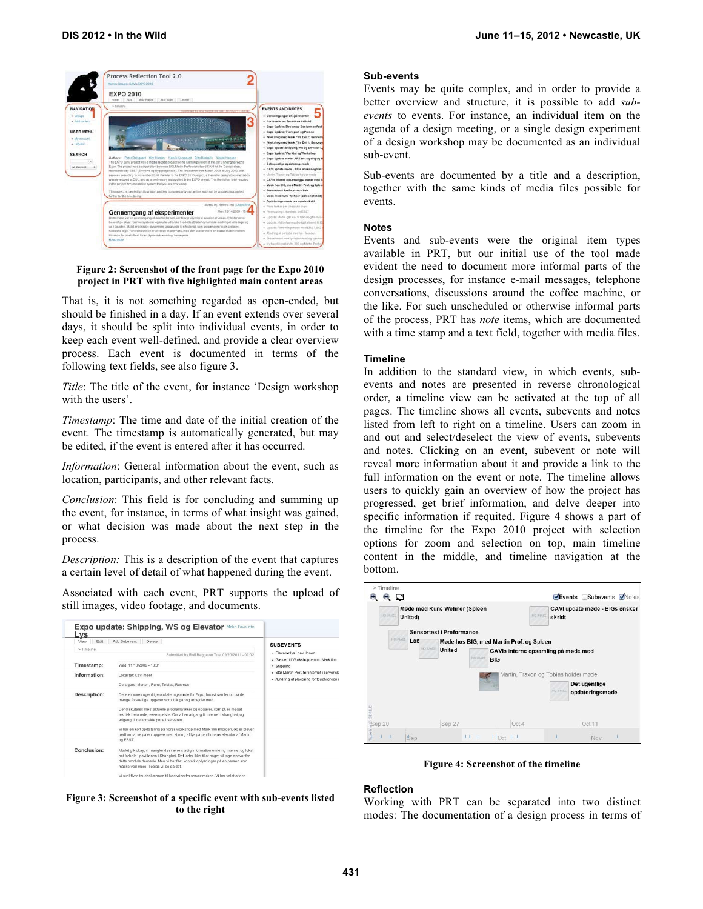Figure 2: Screenshot of the front page for the Expo 2010 project in PRT with five highlighted main content areas

That is, it is not something regarded as open-ended, but should be finished in a day. If an event extends over several days, it should be split into individual events, in order to keep each event well-defined, and provide a clear overview process. Each event is documented in terms of the following text fields, see also figure 3.

*Title*: The title of the event, for instance 'Design workshop with the users'.

*Timestamp*: The time and date of the initial creation of the event. The timestamp is automatically generated, but may be edited, if the event is entered after it has occurred.

*Information*: General information about the event, such as location, participants, and other relevant facts.

*Conclusion*: This field is for concluding and summing up the event, for instance, in terms of what insight was gained, or what decision was made about the next step in the process.

*Description:* This is a description of the event that captures a certain level of detail of what happened during the event.

Associated with each event, PRT supports the upload of still images, video footage, and documents.

Figure 3: Screenshot of a specific event with sub-events listed to the right

### Sub-events

Events may be quite complex, and in order to provide a better overview and structure, it is possible to add *sub-events* to events. For instance, an individual item on the agenda of a design meeting, or a single design experiment of a design workshop may be documented as an individual sub-event.

Sub-events are documented by a title and a description, together with the same kinds of media files possible for events.

### Notes

Events and sub-events were the original item types available in PRT, but our initial use of the tool made evident the need to document more informal parts of the design processes, for instance e-mail messages, telephone conversations, discussions around the coffee machine, or the like. For such unscheduled or otherwise informal parts of the process, PRT has *note* items, which are documented with a time stamp and a text field, together with media files.

### Timeline

In addition to the standard view, in which events, sub-events and notes are presented in reverse chronological order, a timeline view can be activated at the top of all pages. The timeline shows all events, subevents and notes listed from left to right on a timeline. Users can zoom in and out and select/deselect the view of events, subevents and notes. Clicking on an event, subevent or note will reveal more information about it and provide a link to the full information on the event or note. The timeline allows users to quickly gain an overview of how the project has progressed, get brief information, and delve deeper into specific information if required. Figure 4 shows a part of the timeline for the Expo 2010 project with selection options for zoom and selection on top, main timeline content in the middle, and timeline navigation at the bottom.

Figure 4: Screenshot of the timeline

### Reflection

Working with PRT can be separated into two distinct modes: The documentation of a design process in terms of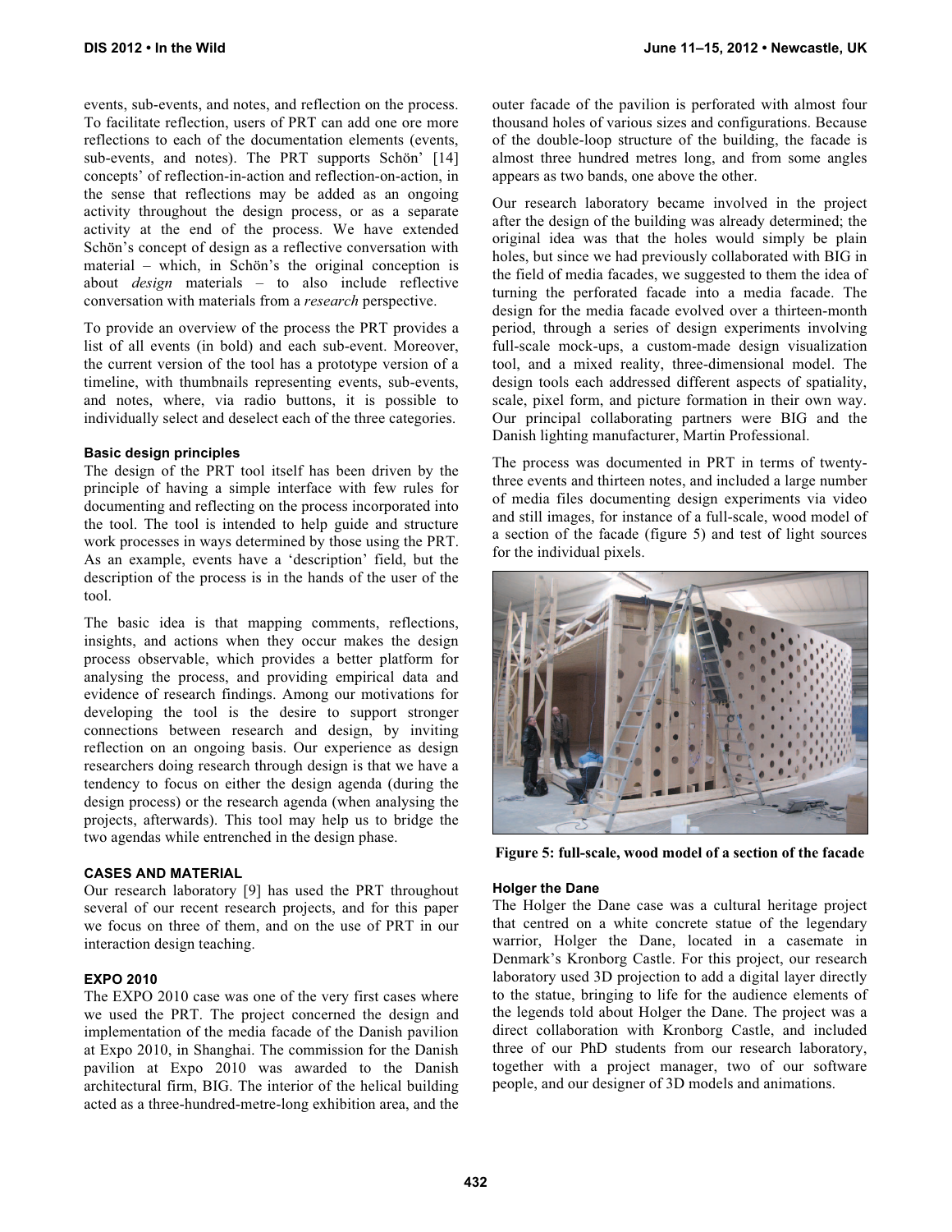events, sub-events, and notes, and reflection on the process. To facilitate reflection, users of PRT can add one ore more reflections to each of the documentation elements (events, sub-events, and notes). The PRT supports Schön' [14] concepts' of reflection-in-action and reflection-on-action, in the sense that reflections may be added as an ongoing activity throughout the design process, or as a separate activity at the end of the process. We have extended Schön's concept of design as a reflective conversation with material – which, in Schön's the original conception is about *design* materials – to also include reflective conversation with materials from a *research* perspective.

To provide an overview of the process the PRT provides a list of all events (in bold) and each sub-event. Moreover, the current version of the tool has a prototype version of a timeline, with thumbnails representing events, sub-events, and notes, where, via radio buttons, it is possible to individually select and deselect each of the three categories.

#### Basic design principles

The design of the PRT tool itself has been driven by the principle of having a simple interface with few rules for documenting and reflecting on the process incorporated into the tool. The tool is intended to help guide and structure work processes in ways determined by those using the PRT. As an example, events have a 'description' field, but the description of the process is in the hands of the user of the tool.

The basic idea is that mapping comments, reflections, insights, and actions when they occur makes the design process observable, which provides a better platform for analysing the process, and providing empirical data and evidence of research findings. Among our motivations for developing the tool is the desire to support stronger connections between research and design, by inviting reflection on an ongoing basis. Our experience as design researchers doing research through design is that we have a tendency to focus on either the design agenda (during the design process) or the research agenda (when analysing the projects, afterwards). This tool may help us to bridge the two agendas while entrenched in the design phase.

### CASES AND MATERIAL

Our research laboratory [9] has used the PRT throughout several of our recent research projects, and for this paper we focus on three of them, and on the use of PRT in our interaction design teaching.

### EXPO 2010

The EXPO 2010 case was one of the very first cases where we used the PRT. The project concerned the design and implementation of the media facade of the Danish pavilion at Expo 2010, in Shanghai. The commission for the Danish pavilion at Expo 2010 was awarded to the Danish architectural firm, BIG. The interior of the helical building acted as a three-hundred-metre-long exhibition area, and the outer facade of the pavilion is perforated with almost four thousand holes of various sizes and configurations. Because of the double-loop structure of the building, the facade is almost three hundred metres long, and from some angles appears as two bands, one above the other.

Our research laboratory became involved in the project after the design of the building was already determined; the original idea was that the holes would simply be plain holes, but since we had previously collaborated with BIG in the field of media facades, we suggested to them the idea of turning the perforated facade into a media facade. The design for the media facade evolved over a thirteen-month period, through a series of design experiments involving full-scale mock-ups, a custom-made design visualization tool, and a mixed reality, three-dimensional model. The design tools each addressed different aspects of spatiality, scale, pixel form, and picture formation in their own way. Our principal collaborating partners were BIG and the Danish lighting manufacturer, Martin Professional.

The process was documented in PRT in terms of twenty-three events and thirteen notes, and included a large number of media files documenting design experiments via video and still images, for instance of a full-scale, wood model of a section of the facade (figure 5) and test of light sources for the individual pixels.

**Figure 5: full-scale, wood model of a section of the facade**

#### Holger the Dane

The Holger the Dane case was a cultural heritage project that centred on a white concrete statue of the legendary warrior, Holger the Dane, located in a casemate in Denmark's Kronborg Castle. For this project, our research laboratory used 3D projection to add a digital layer directly to the statue, bringing to life for the audience elements of the legends told about Holger the Dane. The project was a direct collaboration with Kronborg Castle, and included three of our PhD students from our research laboratory, together with a project manager, two of our software people, and our designer of 3D models and animations.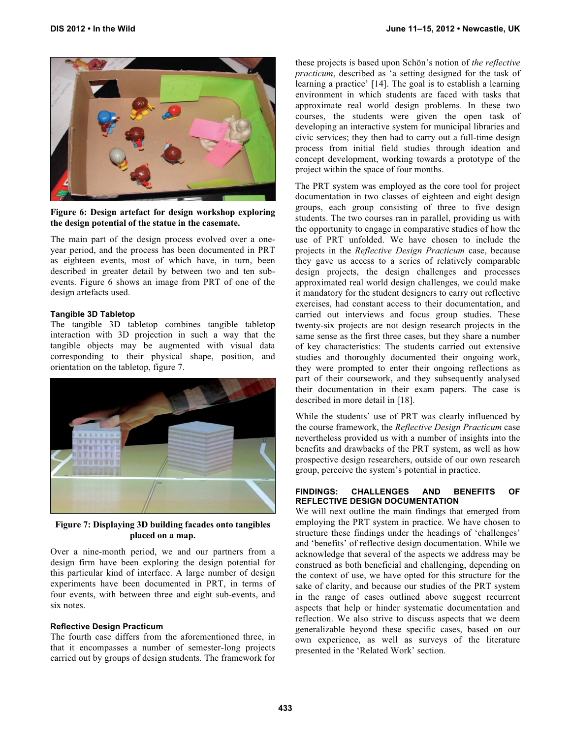Figure 6: Design artefact for design workshop exploring the design potential of the statue in the casemate.

The main part of the design process evolved over a one-year period, and the process has been documented in PRT as eighteen events, most of which have, in turn, been described in greater detail by between two and ten sub-events. Figure 6 shows an image from PRT of one of the design artefacts used.

### Tangible 3D Tabletop

The tangible 3D tabletop combines tangible tabletop interaction with 3D projection in such a way that the tangible objects may be augmented with visual data corresponding to their physical shape, position, and orientation on the tabletop, figure 7.

Figure 7: Displaying 3D building facades onto tangibles placed on a map.

Over a nine-month period, we and our partners from a design firm have been exploring the design potential for this particular kind of interface. A large number of design experiments have been documented in PRT, in terms of four events, with between three and eight sub-events, and six notes.

### Reflective Design Practicum

The fourth case differs from the aforementioned three, in that it encompasses a number of semester-long projects carried out by groups of design students. The framework for these projects is based upon Schön's notion of *the reflective practicum*, described as 'a setting designed for the task of learning a practice' [14]. The goal is to establish a learning environment in which students are faced with tasks that approximate real world design problems. In these two courses, the students were given the open task of developing an interactive system for municipal libraries and civic services; they then had to carry out a full-time design process from initial field studies through ideation and concept development, working towards a prototype of the project within the space of four months.

The PRT system was employed as the core tool for project documentation in two classes of eighteen and eight design groups, each group consisting of three to five design students. The two courses ran in parallel, providing us with the opportunity to engage in comparative studies of how the use of PRT unfolded. We have chosen to include the projects in the *Reflective Design Practicum* case, because they gave us access to a series of relatively comparable design projects, the design challenges and processes approximated real world design challenges, we could make it mandatory for the student designers to carry out reflective exercises, had constant access to their documentation, and carried out interviews and focus group studies. These twenty-six projects are not design research projects in the same sense as the first three cases, but they share a number of key characteristics: The students carried out extensive studies and thoroughly documented their ongoing work, they were prompted to enter their ongoing reflections as part of their coursework, and they subsequently analysed their documentation in their exam papers. The case is described in more detail in [18].

While the students' use of PRT was clearly influenced by the course framework, the *Reflective Design Practicum* case nevertheless provided us with a number of insights into the benefits and drawbacks of the PRT system, as well as how prospective design researchers, outside of our own research group, perceive the system's potential in practice.

## FINDINGS: CHALLENGES AND BENEFITS OF REFLECTIVE DESIGN DOCUMENTATION

We will next outline the main findings that emerged from employing the PRT system in practice. We have chosen to structure these findings under the headings of 'challenges' and 'benefits' of reflective design documentation. While we acknowledge that several of the aspects we address may be construed as both beneficial and challenging, depending on the context of use, we have opted for this structure for the sake of clarity, and because our studies of the PRT system in the range of cases outlined above suggest recurrent aspects that help or hinder systematic documentation and reflection. We also strive to discuss aspects that we deem generalizable beyond these specific cases, based on our own experience, as well as surveys of the literature presented in the 'Related Work' section.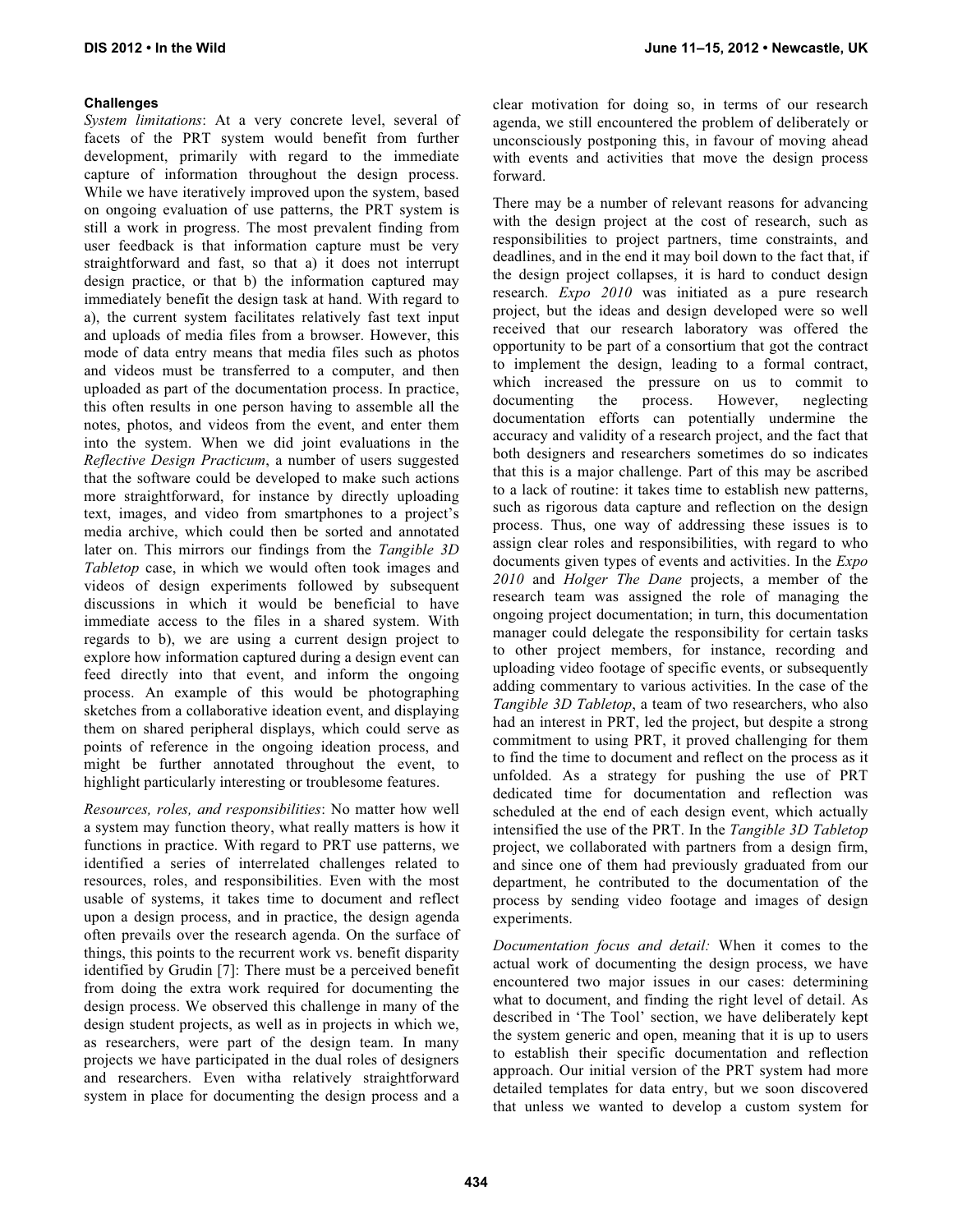### Challenges

*System limitations*: At a very concrete level, several of facets of the PRT system would benefit from further development, primarily with regard to the immediate capture of information throughout the design process. While we have iteratively improved upon the system, based on ongoing evaluation of use patterns, the PRT system is still a work in progress. The most prevalent finding from user feedback is that information capture must be very straightforward and fast, so that a) it does not interrupt design practice, or that b) the information captured may immediately benefit the design task at hand. With regard to a), the current system facilitates relatively fast text input and uploads of media files from a browser. However, this mode of data entry means that media files such as photos and videos must be transferred to a computer, and then uploaded as part of the documentation process. In practice, this often results in one person having to assemble all the notes, photos, and videos from the event, and enter them into the system. When we did joint evaluations in the *Reflective Design Practicum*, a number of users suggested that the software could be developed to make such actions more straightforward, for instance by directly uploading text, images, and video from smartphones to a project's media archive, which could then be sorted and annotated later on. This mirrors our findings from the *Tangible 3D Tabletop* case, in which we would often took images and videos of design experiments followed by subsequent discussions in which it would be beneficial to have immediate access to the files in a shared system. With regards to b), we are using a current design project to explore how information captured during a design event can feed directly into that event, and inform the ongoing process. An example of this would be photographing sketches from a collaborative ideation event, and displaying them on shared peripheral displays, which could serve as points of reference in the ongoing ideation process, and might be further annotated throughout the event, to highlight particularly interesting or troublesome features.

*Resources, roles, and responsibilities*: No matter how well a system may function theory, what really matters is how it functions in practice. With regard to PRT use patterns, we identified a series of interrelated challenges related to resources, roles, and responsibilities. Even with the most usable of systems, it takes time to document and reflect upon a design process, and in practice, the design agenda often prevails over the research agenda. On the surface of things, this points to the recurrent work vs. benefit disparity identified by Grudin [7]: There must be a perceived benefit from doing the extra work required for documenting the design process. We observed this challenge in many of the design student projects, as well as in projects in which we, as researchers, were part of the design team. In many projects we have participated in the dual roles of designers and researchers. Even witha relatively straightforward system in place for documenting the design process and a clear motivation for doing so, in terms of our research agenda, we still encountered the problem of deliberately or unconsciously postponing this, in favour of moving ahead with events and activities that move the design process forward.

There may be a number of relevant reasons for advancing with the design project at the cost of research, such as responsibilities to project partners, time constraints, and deadlines, and in the end it may boil down to the fact that, if the design project collapses, it is hard to conduct design research. *Expo 2010* was initiated as a pure research project, but the ideas and design developed were so well received that our research laboratory was offered the opportunity to be part of a consortium that got the contract to implement the design, leading to a formal contract, which increased the pressure on us to commit to documenting the process. However, neglecting documentation efforts can potentially undermine the accuracy and validity of a research project, and the fact that both designers and researchers sometimes do so indicates that this is a major challenge. Part of this may be ascribed to a lack of routine: it takes time to establish new patterns, such as rigorous data capture and reflection on the design process. Thus, one way of addressing these issues is to assign clear roles and responsibilities, with regard to who documents given types of events and activities. In the *Expo 2010* and *Holger The Dane* projects, a member of the research team was assigned the role of managing the ongoing project documentation; in turn, this documentation manager could delegate the responsibility for certain tasks to other project members, for instance, recording and uploading video footage of specific events, or subsequently adding commentary to various activities. In the case of the *Tangible 3D Tabletop*, a team of two researchers, who also had an interest in PRT, led the project, but despite a strong commitment to using PRT, it proved challenging for them to find the time to document and reflect on the process as it unfolded. As a strategy for pushing the use of PRT dedicated time for documentation and reflection was scheduled at the end of each design event, which actually intensified the use of the PRT. In the *Tangible 3D Tabletop* project, we collaborated with partners from a design firm, and since one of them had previously graduated from our department, he contributed to the documentation of the process by sending video footage and images of design experiments.

*Documentation focus and detail:* When it comes to the actual work of documenting the design process, we have encountered two major issues in our cases: determining what to document, and finding the right level of detail. As described in 'The Tool' section, we have deliberately kept the system generic and open, meaning that it is up to users to establish their specific documentation and reflection approach. Our initial version of the PRT system had more detailed templates for data entry, but we soon discovered that unless we wanted to develop a custom system for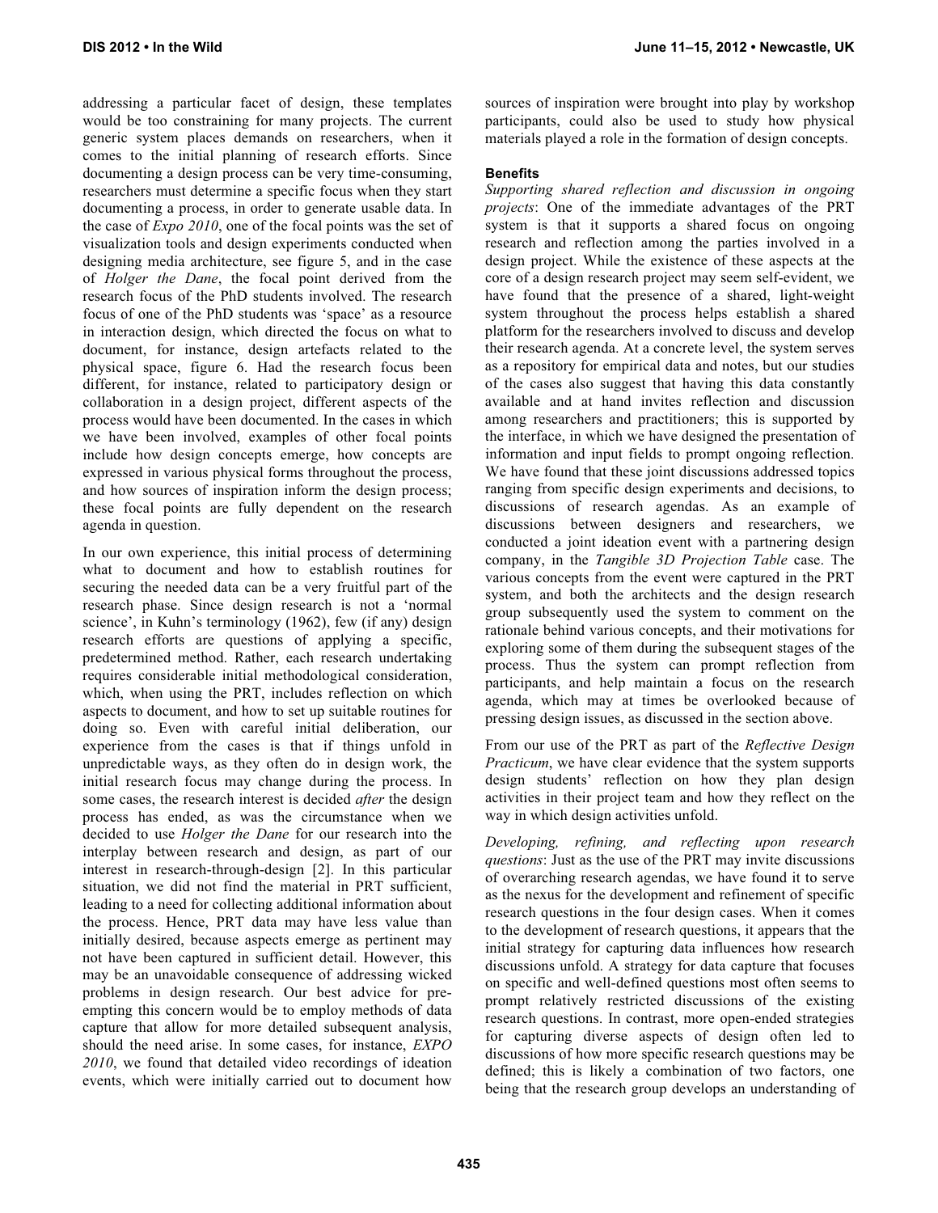addressing a particular facet of design, these templates would be too constraining for many projects. The current generic system places demands on researchers, when it comes to the initial planning of research efforts. Since documenting a design process can be very time-consuming, researchers must determine a specific focus when they start documenting a process, in order to generate usable data. In the case of *Expo 2010*, one of the focal points was the set of visualization tools and design experiments conducted when designing media architecture, see figure 5, and in the case of *Holger the Dane*, the focal point derived from the research focus of the PhD students involved. The research focus of one of the PhD students was 'space' as a resource in interaction design, which directed the focus on what to document, for instance, design artefacts related to the physical space, figure 6. Had the research focus been different, for instance, related to participatory design or collaboration in a design project, different aspects of the process would have been documented. In the cases in which we have been involved, examples of other focal points include how design concepts emerge, how concepts are expressed in various physical forms throughout the process, and how sources of inspiration inform the design process; these focal points are fully dependent on the research agenda in question.

In our own experience, this initial process of determining what to document and how to establish routines for securing the needed data can be a very fruitful part of the research phase. Since design research is not a 'normal science', in Kuhn's terminology (1962), few (if any) design research efforts are questions of applying a specific, predetermined method. Rather, each research undertaking requires considerable initial methodological consideration, which, when using the PRT, includes reflection on which aspects to document, and how to set up suitable routines for doing so. Even with careful initial deliberation, our experience from the cases is that if things unfold in unpredictable ways, as they often do in design work, the initial research focus may change during the process. In some cases, the research interest is decided *after* the design process has ended, as was the circumstance when we decided to use *Holger the Dane* for our research into the interplay between research and design, as part of our interest in research-through-design [2]. In this particular situation, we did not find the material in PRT sufficient, leading to a need for collecting additional information about the process. Hence, PRT data may have less value than initially desired, because aspects emerge as pertinent may not have been captured in sufficient detail. However, this may be an unavoidable consequence of addressing wicked problems in design research. Our best advice for pre-empting this concern would be to employ methods of data capture that allow for more detailed subsequent analysis, should the need arise. In some cases, for instance, *EXPO 2010*, we found that detailed video recordings of ideation events, which were initially carried out to document how sources of inspiration were brought into play by workshop participants, could also be used to study how physical materials played a role in the formation of design concepts.

#### Benefits

*Supporting shared reflection and discussion in ongoing projects*: One of the immediate advantages of the PRT system is that it supports a shared focus on ongoing research and reflection among the parties involved in a design project. While the existence of these aspects at the core of a design research project may seem self-evident, we have found that the presence of a shared, light-weight system throughout the process helps establish a shared platform for the researchers involved to discuss and develop their research agenda. At a concrete level, the system serves as a repository for empirical data and notes, but our studies of the cases also suggest that having this data constantly available and at hand invites reflection and discussion among researchers and practitioners; this is supported by the interface, in which we have designed the presentation of information and input fields to prompt ongoing reflection. We have found that these joint discussions addressed topics ranging from specific design experiments and decisions, to discussions of research agendas. As an example of discussions between designers and researchers, we conducted a joint ideation event with a partnering design company, in the *Tangible 3D Projection Table* case. The various concepts from the event were captured in the PRT system, and both the architects and the design research group subsequently used the system to comment on the rationale behind various concepts, and their motivations for exploring some of them during the subsequent stages of the process. Thus the system can prompt reflection from participants, and help maintain a focus on the research agenda, which may at times be overlooked because of pressing design issues, as discussed in the section above.

From our use of the PRT as part of the *Reflective Design Practicum*, we have clear evidence that the system supports design students' reflection on how they plan design activities in their project team and how they reflect on the way in which design activities unfold.

*Developing, refining, and reflecting upon research questions*: Just as the use of the PRT may invite discussions of overarching research agendas, we have found it to serve as the nexus for the development and refinement of specific research questions in the four design cases. When it comes to the development of research questions, it appears that the initial strategy for capturing data influences how research discussions unfold. A strategy for data capture that focuses on specific and well-defined questions most often seems to prompt relatively restricted discussions of the existing research questions. In contrast, more open-ended strategies for capturing diverse aspects of design often led to discussions of how more specific research questions may be defined; this is likely a combination of two factors, one being that the research group develops an understanding of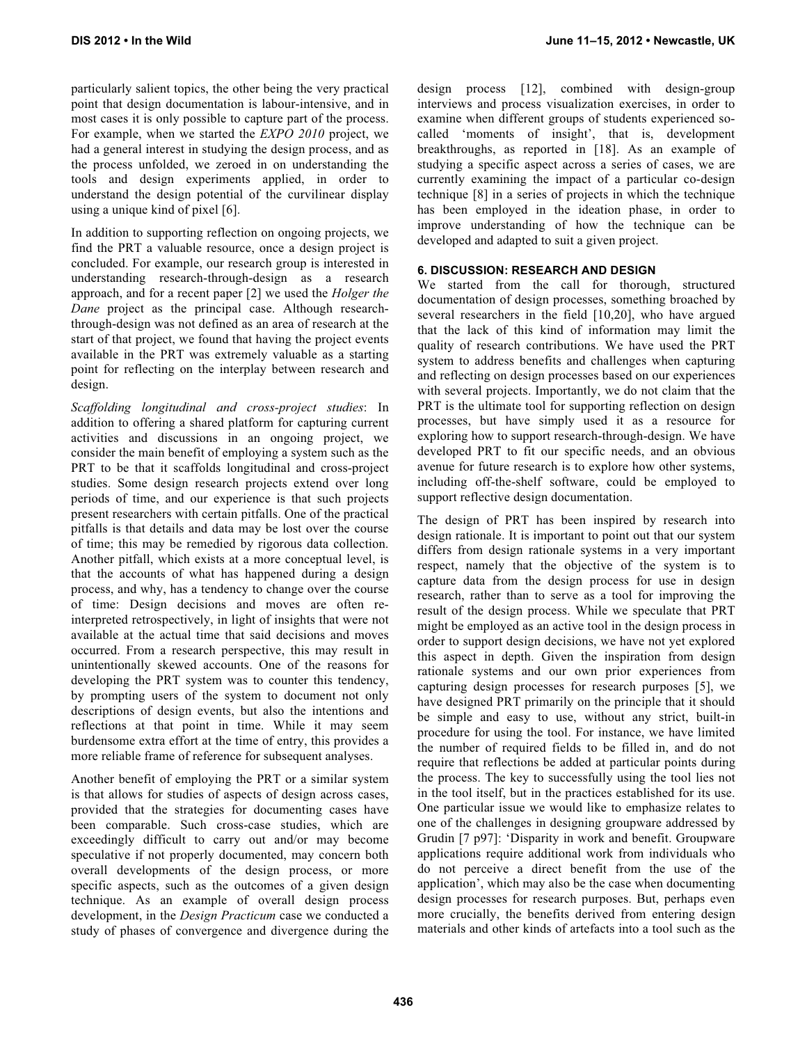particularly salient topics, the other being the very practical point that design documentation is labour-intensive, and in most cases it is only possible to capture part of the process. For example, when we started the *EXPO 2010* project, we had a general interest in studying the design process, and as the process unfolded, we zeroed in on understanding the tools and design experiments applied, in order to understand the design potential of the curvilinear display using a unique kind of pixel [6].

In addition to supporting reflection on ongoing projects, we find the PRT a valuable resource, once a design project is concluded. For example, our research group is interested in understanding research-through-design as a research approach, and for a recent paper [2] we used the *Holger the Dane* project as the principal case. Although research-through-design was not defined as an area of research at the start of that project, we found that having the project events available in the PRT was extremely valuable as a starting point for reflecting on the interplay between research and design.

*Scaffolding longitudinal and cross-project studies*: In addition to offering a shared platform for capturing current activities and discussions in an ongoing project, we consider the main benefit of employing a system such as the PRT to be that it scaffolds longitudinal and cross-project studies. Some design research projects extend over long periods of time, and our experience is that such projects present researchers with certain pitfalls. One of the practical pitfalls is that details and data may be lost over the course of time; this may be remedied by rigorous data collection. Another pitfall, which exists at a more conceptual level, is that the accounts of what has happened during a design process, and why, has a tendency to change over the course of time: Design decisions and moves are often re-interpreted retrospectively, in light of insights that were not available at the actual time that said decisions and moves occurred. From a research perspective, this may result in unintentionally skewed accounts. One of the reasons for developing the PRT system was to counter this tendency, by prompting users of the system to document not only descriptions of design events, but also the intentions and reflections at that point in time. While it may seem burdensome extra effort at the time of entry, this provides a more reliable frame of reference for subsequent analyses.

Another benefit of employing the PRT or a similar system is that allows for studies of aspects of design across cases, provided that the strategies for documenting cases have been comparable. Such cross-case studies, which are exceedingly difficult to carry out and/or may become speculative if not properly documented, may concern both overall developments of the design process, or more specific aspects, such as the outcomes of a given design technique. As an example of overall design process development, in the *Design Practicum* case we conducted a study of phases of convergence and divergence during the design process [12], combined with design-group interviews and process visualization exercises, in order to examine when different groups of students experienced so-called 'moments of insight', that is, development breakthroughs, as reported in [18]. As an example of studying a specific aspect across a series of cases, we are currently examining the impact of a particular co-design technique [8] in a series of projects in which the technique has been employed in the ideation phase, in order to improve understanding of how the technique can be developed and adapted to suit a given project.

## 6. DISCUSSION: RESEARCH AND DESIGN

We started from the call for thorough, structured documentation of design processes, something broached by several researchers in the field [10,20], who have argued that the lack of this kind of information may limit the quality of research contributions. We have used the PRT system to address benefits and challenges when capturing and reflecting on design processes based on our experiences with several projects. Importantly, we do not claim that the PRT is the ultimate tool for supporting reflection on design processes, but have simply used it as a resource for exploring how to support research-through-design. We have developed PRT to fit our specific needs, and an obvious avenue for future research is to explore how other systems, including off-the-shelf software, could be employed to support reflective design documentation.

The design of PRT has been inspired by research into design rationale. It is important to point out that our system differs from design rationale systems in a very important respect, namely that the objective of the system is to capture data from the design process for use in design research, rather than to serve as a tool for improving the result of the design process. While we speculate that PRT might be employed as an active tool in the design process in order to support design decisions, we have not yet explored this aspect in depth. Given the inspiration from design rationale systems and our own prior experiences from capturing design processes for research purposes [5], we have designed PRT primarily on the principle that it should be simple and easy to use, without any strict, built-in procedure for using the tool. For instance, we have limited the number of required fields to be filled in, and do not require that reflections be added at particular points during the process. The key to successfully using the tool lies not in the tool itself, but in the practices established for its use. One particular issue we would like to emphasize relates to one of the challenges in designing groupware addressed by Grudin [7 p97]: 'Disparity in work and benefit. Groupware applications require additional work from individuals who do not perceive a direct benefit from the use of the application', which may also be the case when documenting design processes for research purposes. But, perhaps even more crucially, the benefits derived from entering design materials and other kinds of artefacts into a tool such as the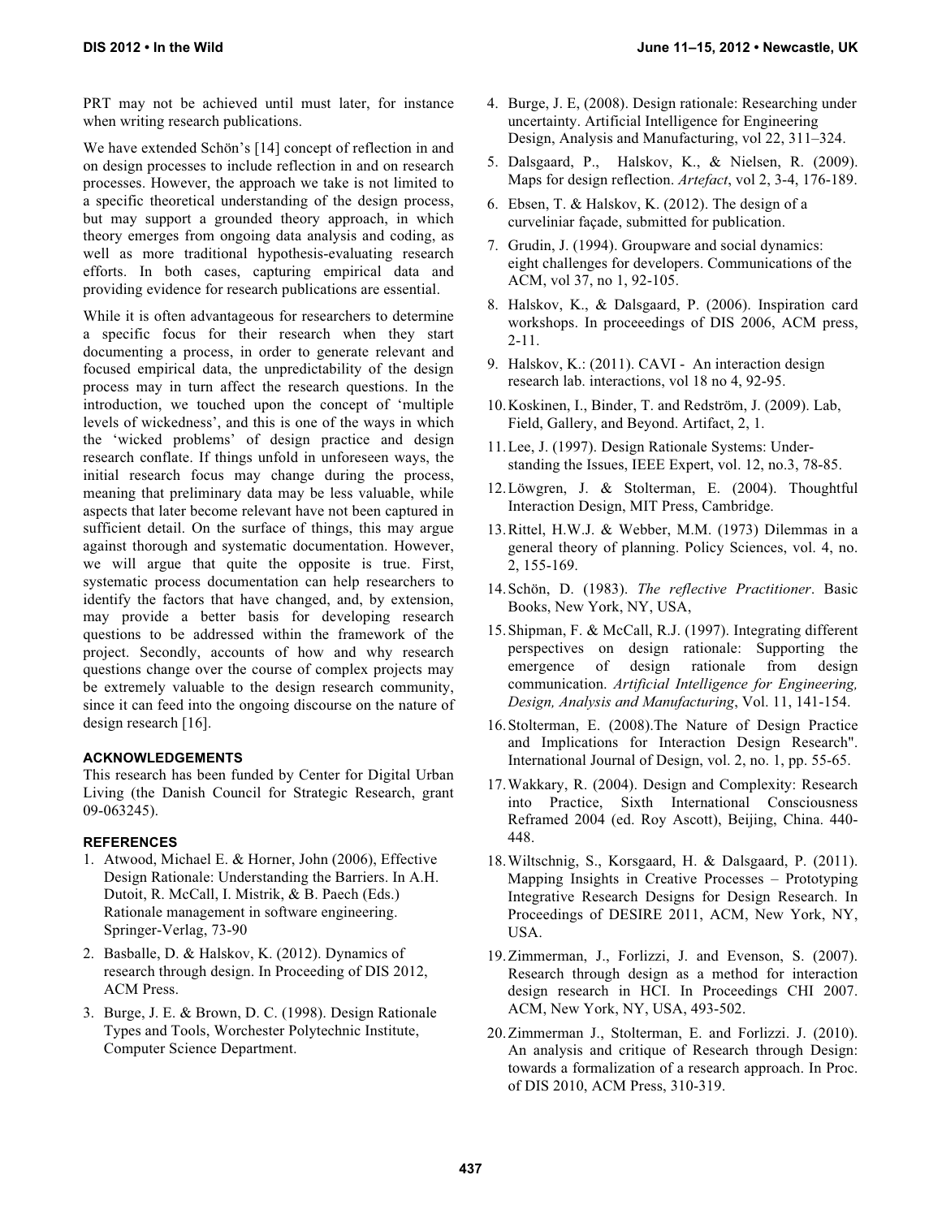PRT may not be achieved until must later, for instance when writing research publications.

We have extended Schön's [14] concept of reflection in and on design processes to include reflection in and on research processes. However, the approach we take is not limited to a specific theoretical understanding of the design process, but may support a grounded theory approach, in which theory emerges from ongoing data analysis and coding, as well as more traditional hypothesis-evaluating research efforts. In both cases, capturing empirical data and providing evidence for research publications are essential.

While it is often advantageous for researchers to determine a specific focus for their research when they start documenting a process, in order to generate relevant and focused empirical data, the unpredictability of the design process may in turn affect the research questions. In the introduction, we touched upon the concept of 'multiple levels of wickedness', and this is one of the ways in which the 'wicked problems' of design practice and design research conflate. If things unfold in unforeseen ways, the initial research focus may change during the process, meaning that preliminary data may be less valuable, while aspects that later become relevant have not been captured in sufficient detail. On the surface of things, this may argue against thorough and systematic documentation. However, we will argue that quite the opposite is true. First, systematic process documentation can help researchers to identify the factors that have changed, and, by extension, may provide a better basis for developing research questions to be addressed within the framework of the project. Secondly, accounts of how and why research questions change over the course of complex projects may be extremely valuable to the design research community, since it can feed into the ongoing discourse on the nature of design research [16].

### ACKNOWLEDGEMENTS

This research has been funded by Center for Digital Urban Living (the Danish Council for Strategic Research, grant 09-063245).

### REFERENCES

1. Atwood, Michael E. & Horner, John (2006), Effective Design Rationale: Understanding the Barriers. In A.H. Dutoit, R. McCall, I. Mistrik, & B. Paech (Eds.) Rationale management in software engineering. Springer-Verlag, 73-90
2. Basballe, D. & Halskov, K. (2012). Dynamics of research through design. In Proceeding of DIS 2012, ACM Press.
3. Burge, J. E. & Brown, D. C. (1998). Design Rationale Types and Tools, Worchester Polytechnic Institute, Computer Science Department.
4. Burge, J. E, (2008). Design rationale: Researching under uncertainty. Artificial Intelligence for Engineering Design, Analysis and Manufacturing, vol 22, 311–324.
5. Dalsgaard, P., Halskov, K., & Nielsen, R. (2009). Maps for design reflection. *Artefact*, vol 2, 3-4, 176-189.
6. Ebsen, T. & Halskov, K. (2012). The design of a curveliniar façade, submitted for publication.
7. Grudin, J. (1994). Groupware and social dynamics: eight challenges for developers. Communications of the ACM, vol 37, no 1, 92-105.
8. Halskov, K., & Dalsgaard, P. (2006). Inspiration card workshops. In proceeedings of DIS 2006, ACM press, 2-11.
9. Halskov, K.: (2011). CAVI - An interaction design research lab. interactions, vol 18 no 4, 92-95.
10. Koskinen, I., Binder, T. and Redström, J. (2009). Lab, Field, Gallery, and Beyond. Artifact, 2, 1.
11. Lee, J. (1997). Design Rationale Systems: Under-standing the Issues, IEEE Expert, vol. 12, no.3, 78-85.
12. Löwgren, J. & Stolterman, E. (2004). Thoughtful Interaction Design, MIT Press, Cambridge.
13. Rittel, H.W.J. & Webber, M.M. (1973) Dilemmas in a general theory of planning. Policy Sciences, vol. 4, no. 2, 155-169.
14. Schön, D. (1983). *The reflective Practitioner*. Basic Books, New York, NY, USA,
15. Shipman, F. & McCall, R.J. (1997). Integrating different perspectives on design rationale: Supporting the emergence of design rationale from design communication. *Artificial Intelligence for Engineering, Design, Analysis and Manufacturing*, Vol. 11, 141-154.
16. Stolterman, E. (2008).The Nature of Design Practice and Implications for Interaction Design Research". International Journal of Design, vol. 2, no. 1, pp. 55-65.
17. Wakkary, R. (2004). Design and Complexity: Research into Practice, Sixth International Consciousness Reframed 2004 (ed. Roy Ascott), Beijing, China. 440-448.
18. Wiltschnig, S., Korsgaard, H. & Dalsgaard, P. (2011). Mapping Insights in Creative Processes – Prototyping Integrative Research Designs for Design Research. In Proceedings of DESIRE 2011, ACM, New York, NY, USA.
19. Zimmerman, J., Forlizzi, J. and Evenson, S. (2007). Research through design as a method for interaction design research in HCI. In Proceedings CHI 2007. ACM, New York, NY, USA, 493-502.
20. Zimmerman J., Stolterman, E. and Forlizzi. J. (2010). An analysis and critique of Research through Design: towards a formalization of a research approach. In Proc. of DIS 2010, ACM Press, 310-319.